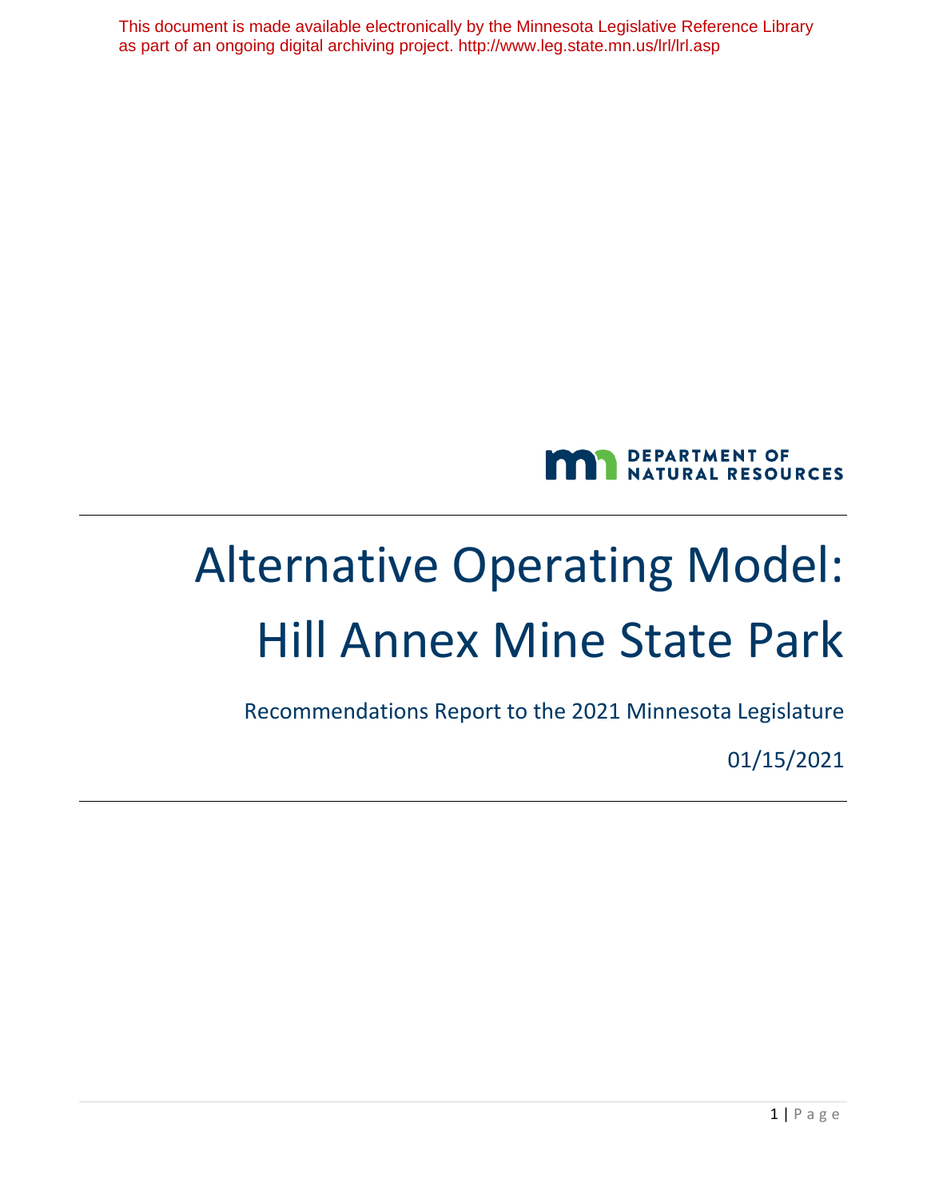This document is made available electronically by the Minnesota Legislative Reference Library as part of an ongoing digital archiving project. http://www.leg.state.mn.us/lrl/lrl.asp

DEPARTMENT OF NATURAL RESOURCES

# Alternative Operating Model: Hill Annex Mine State Park

Recommendations Report to the 2021 Minnesota Legislature

01/15/2021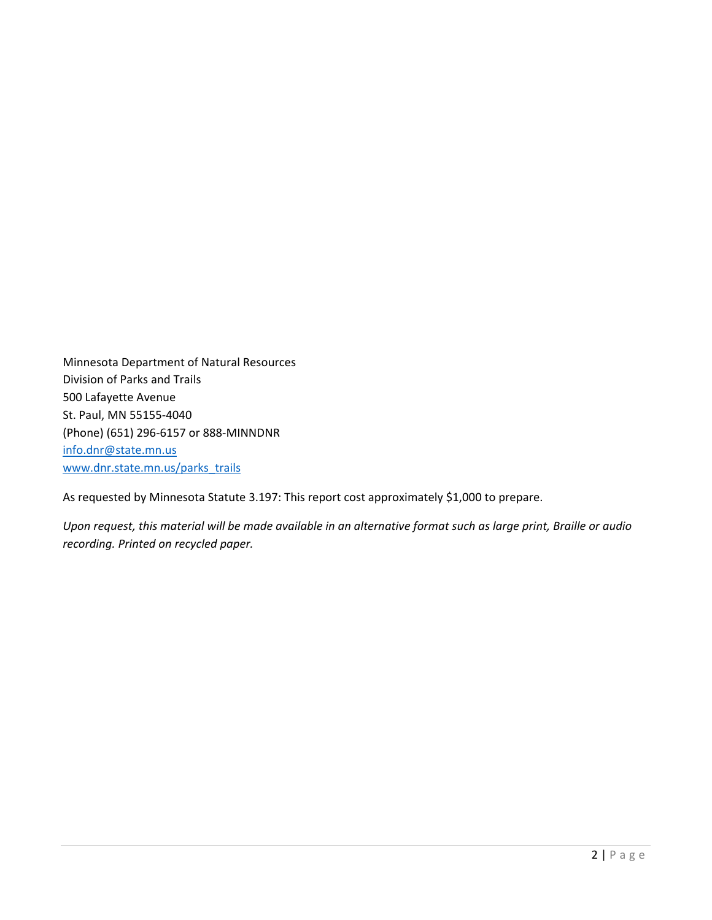Minnesota Department of Natural Resources
Division of Parks and Trails
500 Lafayette Avenue
St. Paul, MN 55155-4040
(Phone) (651) 296-6157 or 888-MINNDNR
[info.dnr@state.mn.us](mailto:info.dnr@state.mn.us)
[www.dnr.state.mn.us/parks_trails](http://www.dnr.state.mn.us/parks_trails)

As requested by Minnesota Statute 3.197: This report cost approximately $1,000 to prepare.

*Upon request, this material will be made available in an alternative format such as large print, Braille or audio recording. Printed on recycled paper.*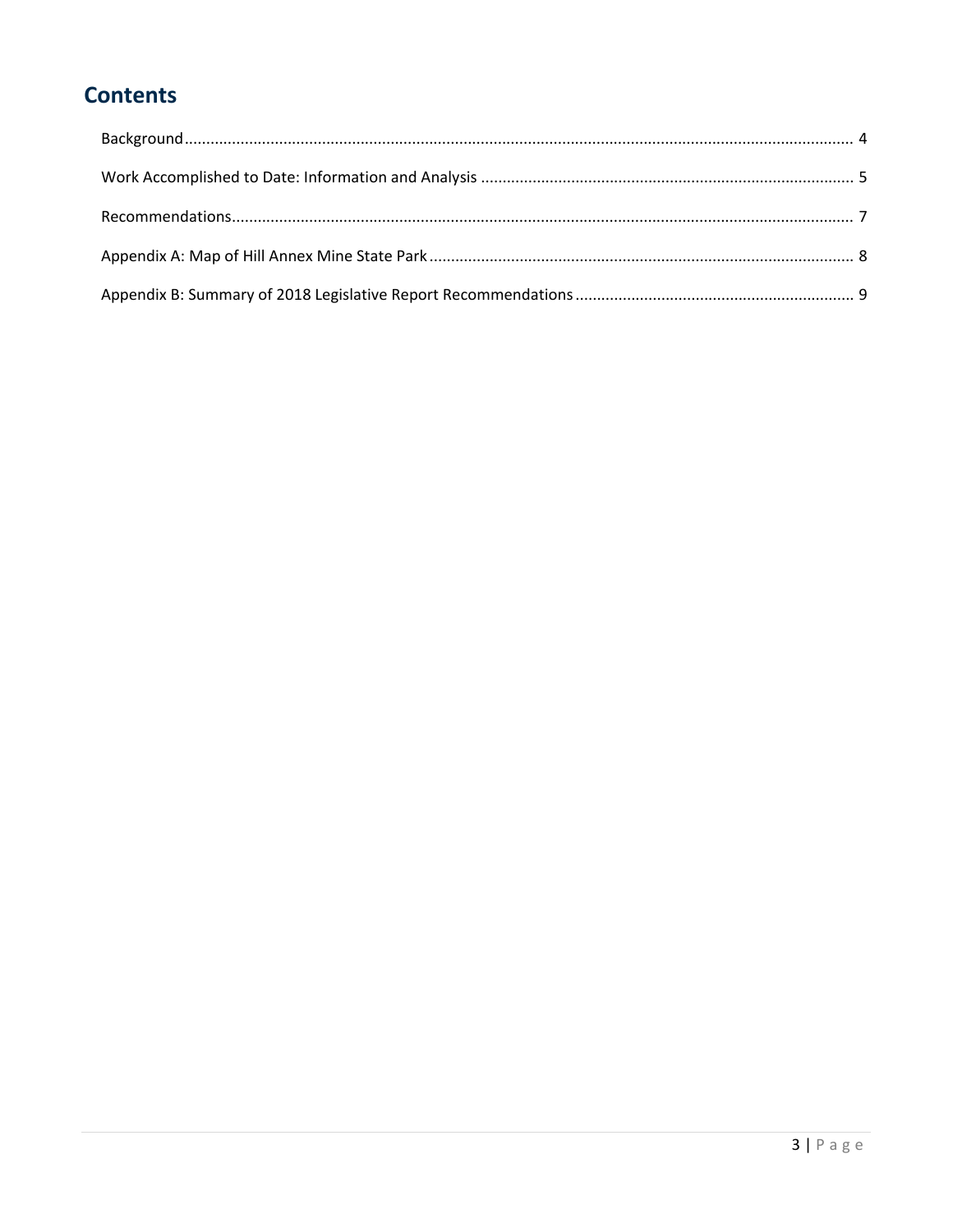# Contents

Background ............................................................ 4

Work Accomplished to Date: Information and Analysis ............................................................ 5

Recommendations ............................................................ 7

Appendix A: Map of Hill Annex Mine State Park ............................................................ 8

Appendix B: Summary of 2018 Legislative Report Recommendations ............................................................ 9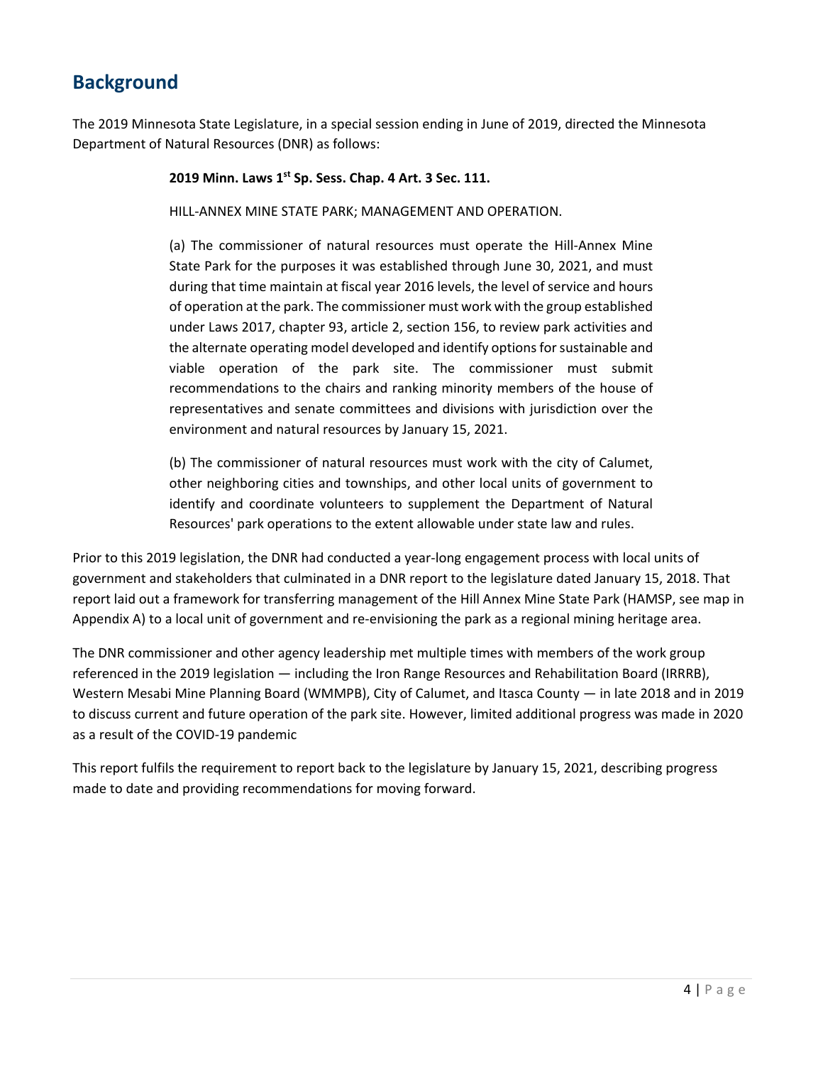## Background

The 2019 Minnesota State Legislature, in a special session ending in June of 2019, directed the Minnesota Department of Natural Resources (DNR) as follows:

> **2019 Minn. Laws 1st Sp. Sess. Chap. 4 Art. 3 Sec. 111.**
>
> HILL-ANNEX MINE STATE PARK; MANAGEMENT AND OPERATION.
>
> (a) The commissioner of natural resources must operate the Hill-Annex Mine State Park for the purposes it was established through June 30, 2021, and must during that time maintain at fiscal year 2016 levels, the level of service and hours of operation at the park. The commissioner must work with the group established under Laws 2017, chapter 93, article 2, section 156, to review park activities and the alternate operating model developed and identify options for sustainable and viable operation of the park site. The commissioner must submit recommendations to the chairs and ranking minority members of the house of representatives and senate committees and divisions with jurisdiction over the environment and natural resources by January 15, 2021.
>
> (b) The commissioner of natural resources must work with the city of Calumet, other neighboring cities and townships, and other local units of government to identify and coordinate volunteers to supplement the Department of Natural Resources' park operations to the extent allowable under state law and rules.

Prior to this 2019 legislation, the DNR had conducted a year-long engagement process with local units of government and stakeholders that culminated in a DNR report to the legislature dated January 15, 2018. That report laid out a framework for transferring management of the Hill Annex Mine State Park (HAMSP, see map in Appendix A) to a local unit of government and re-envisioning the park as a regional mining heritage area.

The DNR commissioner and other agency leadership met multiple times with members of the work group referenced in the 2019 legislation — including the Iron Range Resources and Rehabilitation Board (IRRRB), Western Mesabi Mine Planning Board (WMMPB), City of Calumet, and Itasca County — in late 2018 and in 2019 to discuss current and future operation of the park site. However, limited additional progress was made in 2020 as a result of the COVID-19 pandemic

This report fulfils the requirement to report back to the legislature by January 15, 2021, describing progress made to date and providing recommendations for moving forward.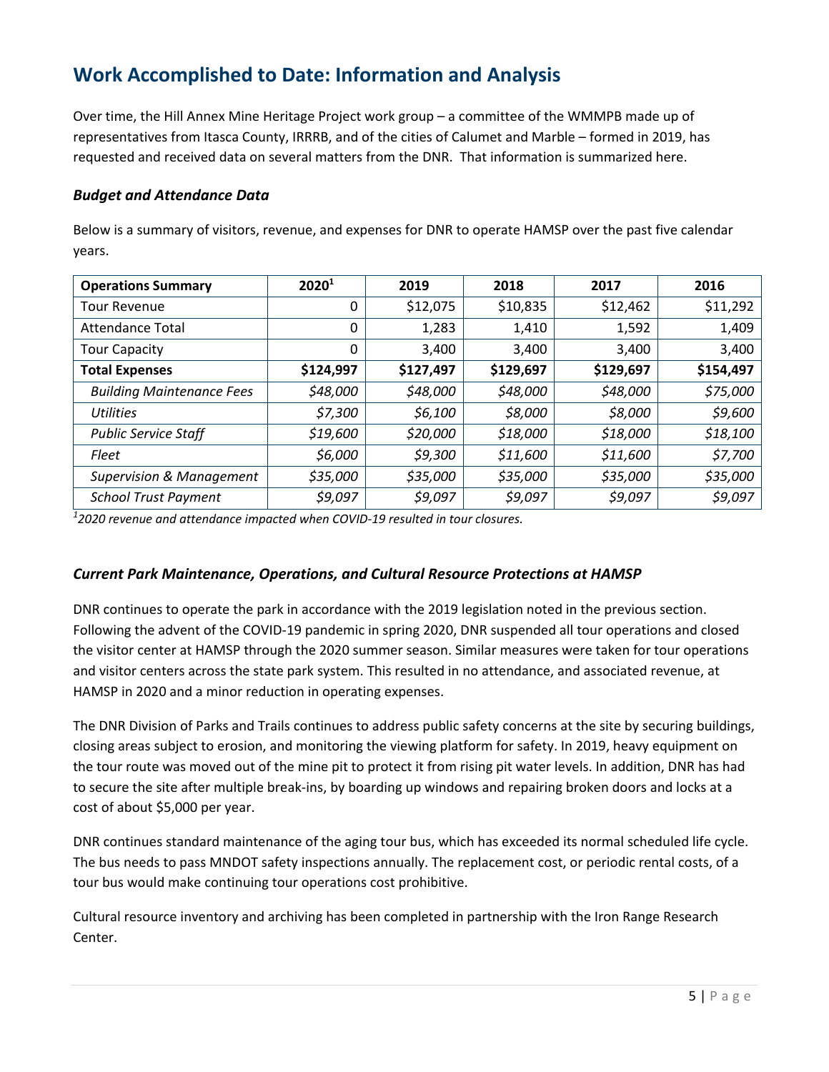## Work Accomplished to Date: Information and Analysis

Over time, the Hill Annex Mine Heritage Project work group – a committee of the WMMPB made up of representatives from Itasca County, IRRRB, and of the cities of Calumet and Marble – formed in 2019, has requested and received data on several matters from the DNR. That information is summarized here.

### *Budget and Attendance Data*

Below is a summary of visitors, revenue, and expenses for DNR to operate HAMSP over the past five calendar years.

| **Operations Summary** | **2020[1]** | **2019** | **2018** | **2017** | **2016** |
|---|---|---|---|---|---|
| Tour Revenue | 0 | $12,075 | $10,835 | $12,462 | $11,292 |
| Attendance Total | 0 | 1,283 | 1,410 | 1,592 | 1,409 |
| Tour Capacity | 0 | 3,400 | 3,400 | 3,400 | 3,400 |
| **Total Expenses** | **$124,997** | **$127,497** | **$129,697** | **$129,697** | **$154,497** |
| *Building Maintenance Fees* | *$48,000* | *$48,000* | *$48,000* | *$48,000* | *$75,000* |
| *Utilities* | *$7,300* | *$6,100* | *$8,000* | *$8,000* | *$9,600* |
| *Public Service Staff* | *$19,600* | *$20,000* | *$18,000* | *$18,000* | *$18,100* |
| *Fleet* | *$6,000* | *$9,300* | *$11,600* | *$11,600* | *$7,700* |
| *Supervision & Management* | *$35,000* | *$35,000* | *$35,000* | *$35,000* | *$35,000* |
| *School Trust Payment* | *$9,097* | *$9,097* | *$9,097* | *$9,097* | *$9,097* |

*[1] 2020 revenue and attendance impacted when COVID-19 resulted in tour closures.*

### *Current Park Maintenance, Operations, and Cultural Resource Protections at HAMSP*

DNR continues to operate the park in accordance with the 2019 legislation noted in the previous section. Following the advent of the COVID-19 pandemic in spring 2020, DNR suspended all tour operations and closed the visitor center at HAMSP through the 2020 summer season. Similar measures were taken for tour operations and visitor centers across the state park system. This resulted in no attendance, and associated revenue, at HAMSP in 2020 and a minor reduction in operating expenses.

The DNR Division of Parks and Trails continues to address public safety concerns at the site by securing buildings, closing areas subject to erosion, and monitoring the viewing platform for safety. In 2019, heavy equipment on the tour route was moved out of the mine pit to protect it from rising pit water levels. In addition, DNR has had to secure the site after multiple break-ins, by boarding up windows and repairing broken doors and locks at a cost of about $5,000 per year.

DNR continues standard maintenance of the aging tour bus, which has exceeded its normal scheduled life cycle. The bus needs to pass MNDOT safety inspections annually. The replacement cost, or periodic rental costs, of a tour bus would make continuing tour operations cost prohibitive.

Cultural resource inventory and archiving has been completed in partnership with the Iron Range Research Center.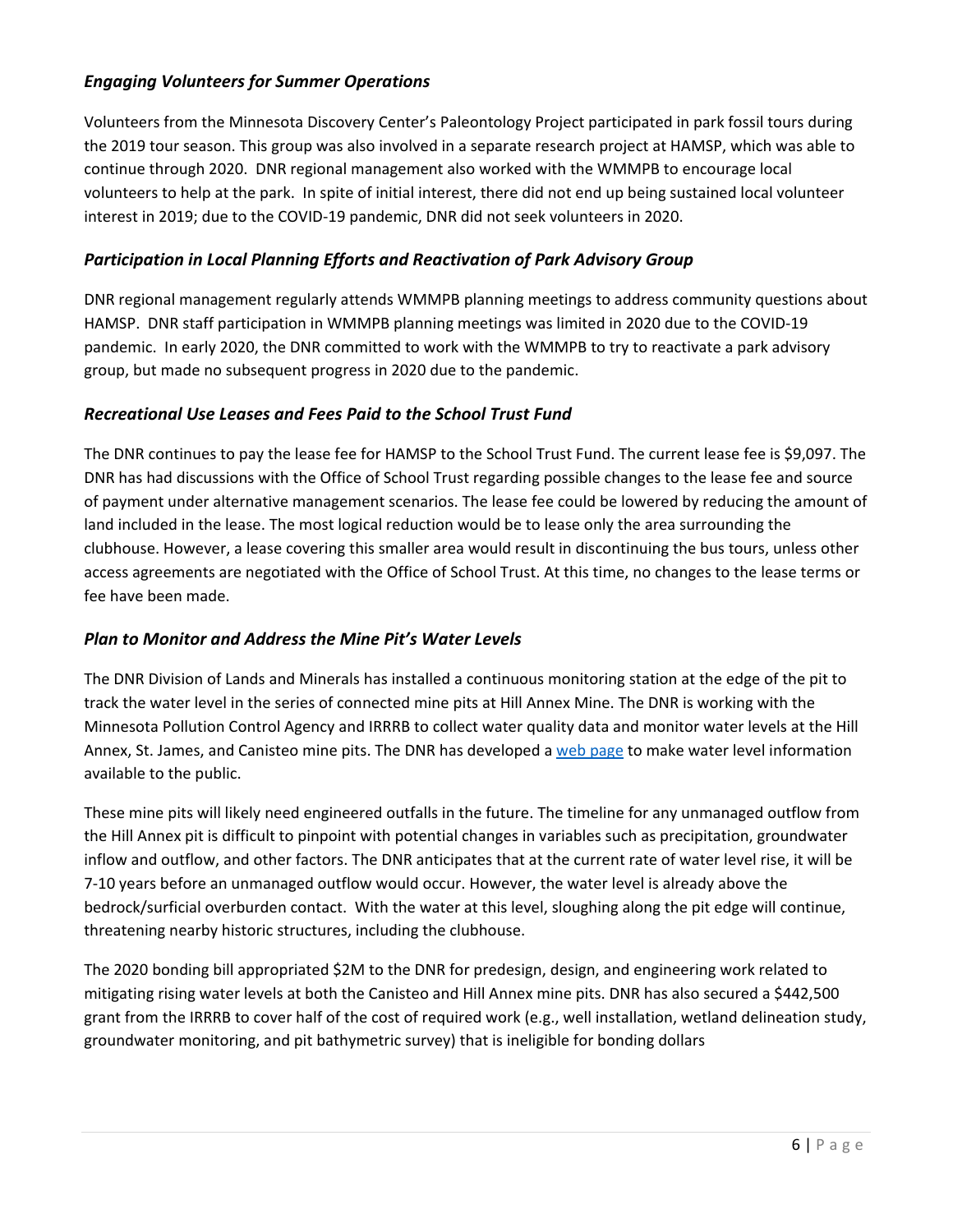### *Engaging Volunteers for Summer Operations*

Volunteers from the Minnesota Discovery Center's Paleontology Project participated in park fossil tours during the 2019 tour season. This group was also involved in a separate research project at HAMSP, which was able to continue through 2020. DNR regional management also worked with the WMMPB to encourage local volunteers to help at the park. In spite of initial interest, there did not end up being sustained local volunteer interest in 2019; due to the COVID-19 pandemic, DNR did not seek volunteers in 2020.

### *Participation in Local Planning Efforts and Reactivation of Park Advisory Group*

DNR regional management regularly attends WMMPB planning meetings to address community questions about HAMSP. DNR staff participation in WMMPB planning meetings was limited in 2020 due to the COVID-19 pandemic. In early 2020, the DNR committed to work with the WMMPB to try to reactivate a park advisory group, but made no subsequent progress in 2020 due to the pandemic.

### *Recreational Use Leases and Fees Paid to the School Trust Fund*

The DNR continues to pay the lease fee for HAMSP to the School Trust Fund. The current lease fee is $9,097. The DNR has had discussions with the Office of School Trust regarding possible changes to the lease fee and source of payment under alternative management scenarios. The lease fee could be lowered by reducing the amount of land included in the lease. The most logical reduction would be to lease only the area surrounding the clubhouse. However, a lease covering this smaller area would result in discontinuing the bus tours, unless other access agreements are negotiated with the Office of School Trust. At this time, no changes to the lease terms or fee have been made.

### *Plan to Monitor and Address the Mine Pit's Water Levels*

The DNR Division of Lands and Minerals has installed a continuous monitoring station at the edge of the pit to track the water level in the series of connected mine pits at Hill Annex Mine. The DNR is working with the Minnesota Pollution Control Agency and IRRRB to collect water quality data and monitor water levels at the Hill Annex, St. James, and Canisteo mine pits. The DNR has developed a web page to make water level information available to the public.

These mine pits will likely need engineered outfalls in the future. The timeline for any unmanaged outflow from the Hill Annex pit is difficult to pinpoint with potential changes in variables such as precipitation, groundwater inflow and outflow, and other factors. The DNR anticipates that at the current rate of water level rise, it will be 7-10 years before an unmanaged outflow would occur. However, the water level is already above the bedrock/surficial overburden contact. With the water at this level, sloughing along the pit edge will continue, threatening nearby historic structures, including the clubhouse.

The 2020 bonding bill appropriated $2M to the DNR for predesign, design, and engineering work related to mitigating rising water levels at both the Canisteo and Hill Annex mine pits. DNR has also secured a $442,500 grant from the IRRRB to cover half of the cost of required work (e.g., well installation, wetland delineation study, groundwater monitoring, and pit bathymetric survey) that is ineligible for bonding dollars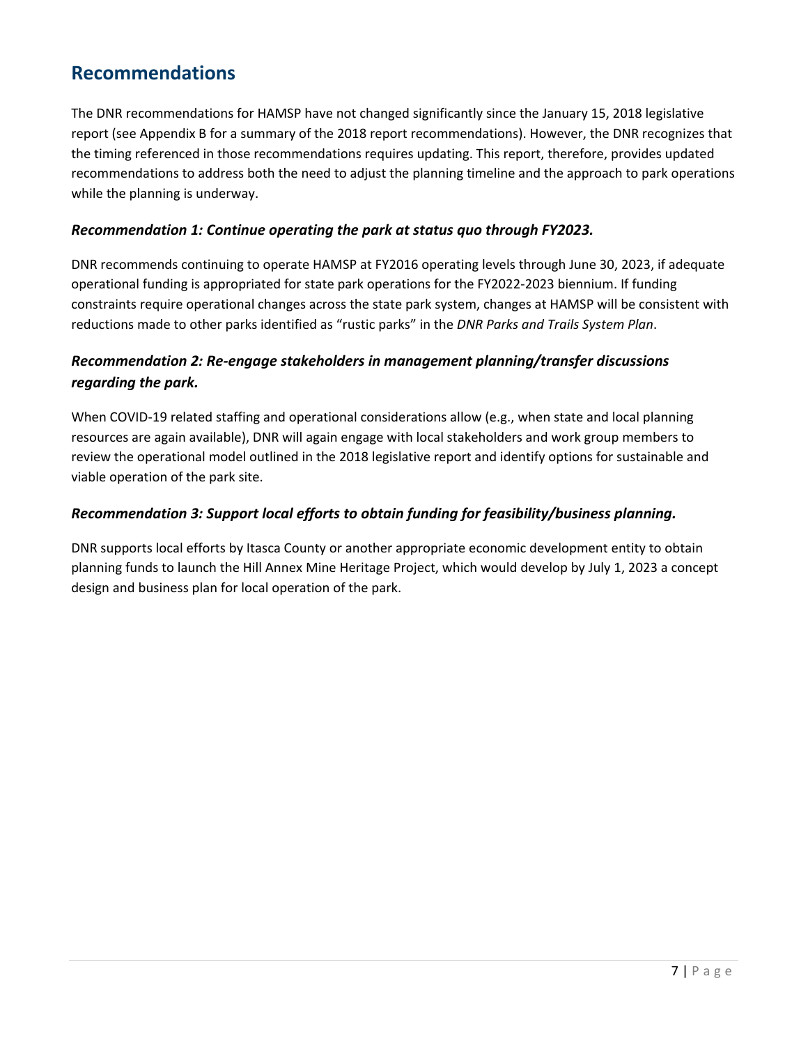## Recommendations

The DNR recommendations for HAMSP have not changed significantly since the January 15, 2018 legislative report (see Appendix B for a summary of the 2018 report recommendations). However, the DNR recognizes that the timing referenced in those recommendations requires updating. This report, therefore, provides updated recommendations to address both the need to adjust the planning timeline and the approach to park operations while the planning is underway.

### *Recommendation 1: Continue operating the park at status quo through FY2023.*

DNR recommends continuing to operate HAMSP at FY2016 operating levels through June 30, 2023, if adequate operational funding is appropriated for state park operations for the FY2022-2023 biennium. If funding constraints require operational changes across the state park system, changes at HAMSP will be consistent with reductions made to other parks identified as "rustic parks" in the *DNR Parks and Trails System Plan*.

### *Recommendation 2: Re-engage stakeholders in management planning/transfer discussions regarding the park.*

When COVID-19 related staffing and operational considerations allow (e.g., when state and local planning resources are again available), DNR will again engage with local stakeholders and work group members to review the operational model outlined in the 2018 legislative report and identify options for sustainable and viable operation of the park site.

### *Recommendation 3: Support local efforts to obtain funding for feasibility/business planning.*

DNR supports local efforts by Itasca County or another appropriate economic development entity to obtain planning funds to launch the Hill Annex Mine Heritage Project, which would develop by July 1, 2023 a concept design and business plan for local operation of the park.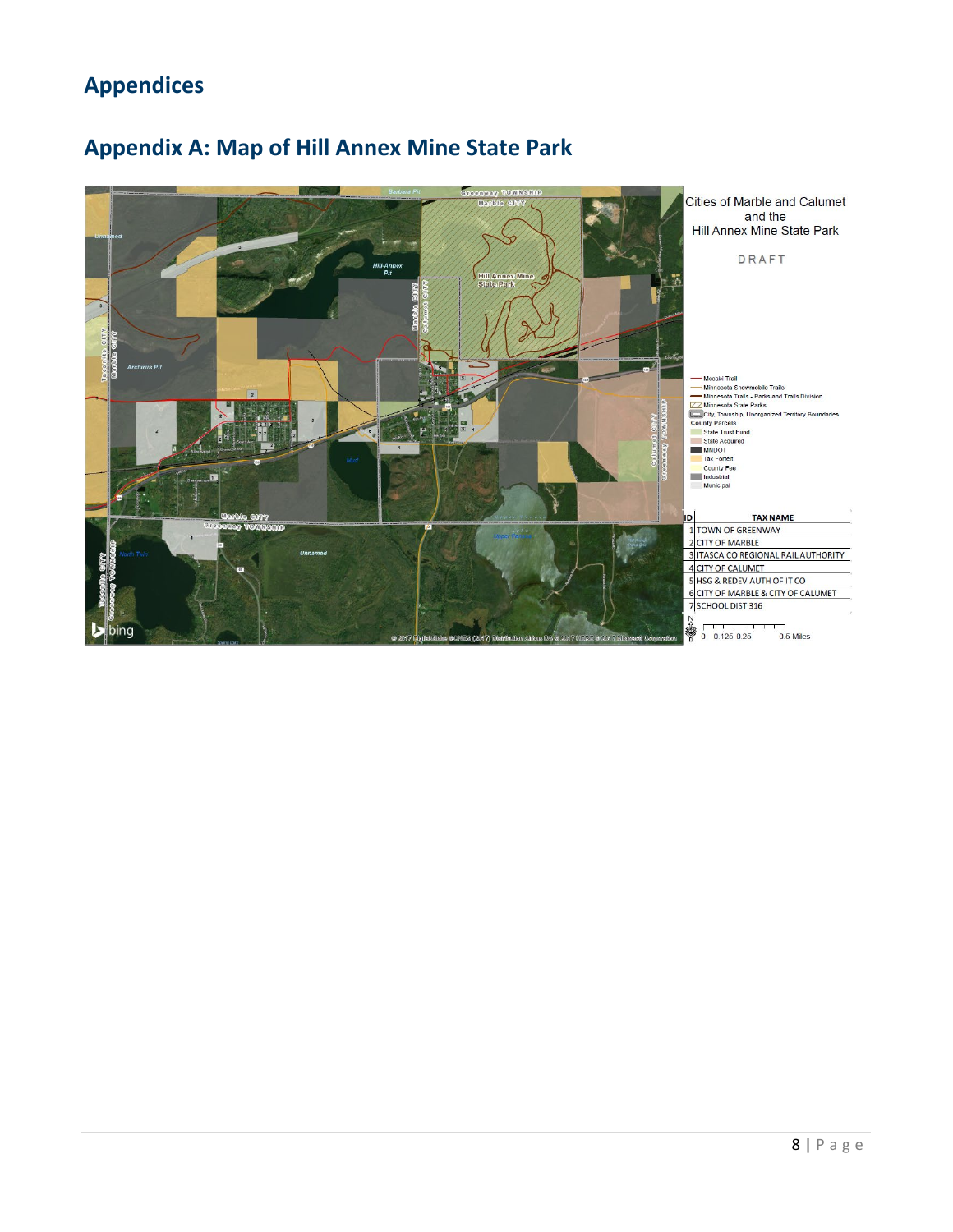# Appendices

## Appendix A: Map of Hill Annex Mine State Park

Cities of Marble and Calumet and the Hill Annex Mine State Park

DRAFT

- Mesabi Trail
- Minnesota Snowmobile Trails
- Minnesota Trails - Parks and Trails Division
- Minnesota State Parks
- City, Township, Unorganized Territory Boundaries

County Parcels
- State Trust Fund
- State Acquired
- MNDOT
- Tax Forfeit
- County Fee
- Industrial
- Municipal

| ID | TAX NAME |
|---|---|
| 1 | TOWN OF GREENWAY |
| 2 | CITY OF MARBLE |
| 3 | ITASCA CO REGIONAL RAIL AUTHORITY |
| 4 | CITY OF CALUMET |
| 5 | HSG & REDEV AUTH OF IT CO |
| 6 | CITY OF MARBLE & CITY OF CALUMET |
| 7 | SCHOOL DIST 316 |

0 0.125 0.25 0.5 Miles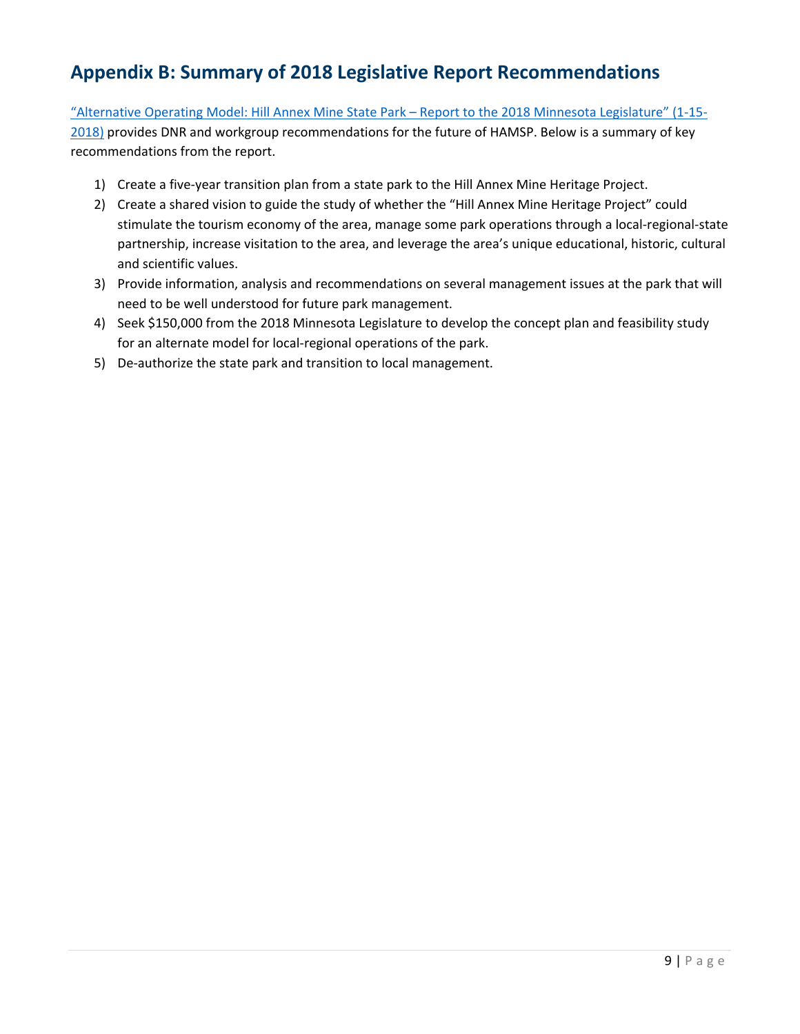## Appendix B: Summary of 2018 Legislative Report Recommendations

"Alternative Operating Model: Hill Annex Mine State Park – Report to the 2018 Minnesota Legislature" (1-15-2018) provides DNR and workgroup recommendations for the future of HAMSP. Below is a summary of key recommendations from the report.

1) Create a five-year transition plan from a state park to the Hill Annex Mine Heritage Project.
2) Create a shared vision to guide the study of whether the "Hill Annex Mine Heritage Project" could stimulate the tourism economy of the area, manage some park operations through a local-regional-state partnership, increase visitation to the area, and leverage the area's unique educational, historic, cultural and scientific values.
3) Provide information, analysis and recommendations on several management issues at the park that will need to be well understood for future park management.
4) Seek $150,000 from the 2018 Minnesota Legislature to develop the concept plan and feasibility study for an alternate model for local-regional operations of the park.
5) De-authorize the state park and transition to local management.